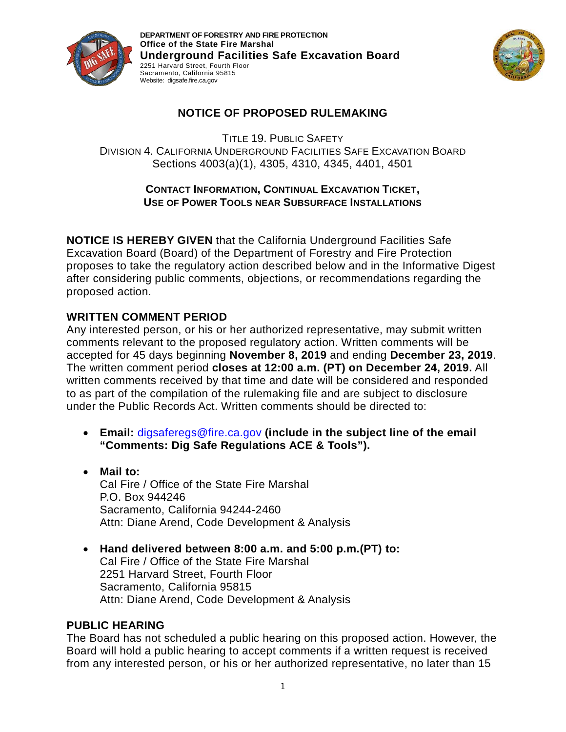**DEPARTMENT OF FORESTRY AND FIRE PROTECTION**
**Office of the State Fire Marshal**
**Underground Facilities Safe Excavation Board**
2251 Harvard Street, Fourth Floor
Sacramento, California 95815
Website: digsafe.fire.ca.gov

# NOTICE OF PROPOSED RULEMAKING

TITLE 19. PUBLIC SAFETY
DIVISION 4. CALIFORNIA UNDERGROUND FACILITIES SAFE EXCAVATION BOARD
Sections 4003(a)(1), 4305, 4310, 4345, 4401, 4501

**CONTACT INFORMATION, CONTINUAL EXCAVATION TICKET, USE OF POWER TOOLS NEAR SUBSURFACE INSTALLATIONS**

**NOTICE IS HEREBY GIVEN** that the California Underground Facilities Safe Excavation Board (Board) of the Department of Forestry and Fire Protection proposes to take the regulatory action described below and in the Informative Digest after considering public comments, objections, or recommendations regarding the proposed action.

## WRITTEN COMMENT PERIOD

Any interested person, or his or her authorized representative, may submit written comments relevant to the proposed regulatory action. Written comments will be accepted for 45 days beginning **November 8, 2019** and ending **December 23, 2019**. The written comment period **closes at 12:00 a.m. (PT) on December 24, 2019.** All written comments received by that time and date will be considered and responded to as part of the compilation of the rulemaking file and are subject to disclosure under the Public Records Act. Written comments should be directed to:

- **Email:** digsaferegs@fire.ca.gov **(include in the subject line of the email "Comments: Dig Safe Regulations ACE & Tools").**

- **Mail to:**
  Cal Fire / Office of the State Fire Marshal
  P.O. Box 944246
  Sacramento, California 94244-2460
  Attn: Diane Arend, Code Development & Analysis

- **Hand delivered between 8:00 a.m. and 5:00 p.m.(PT) to:**
  Cal Fire / Office of the State Fire Marshal
  2251 Harvard Street, Fourth Floor
  Sacramento, California 95815
  Attn: Diane Arend, Code Development & Analysis

## PUBLIC HEARING

The Board has not scheduled a public hearing on this proposed action. However, the Board will hold a public hearing to accept comments if a written request is received from any interested person, or his or her authorized representative, no later than 15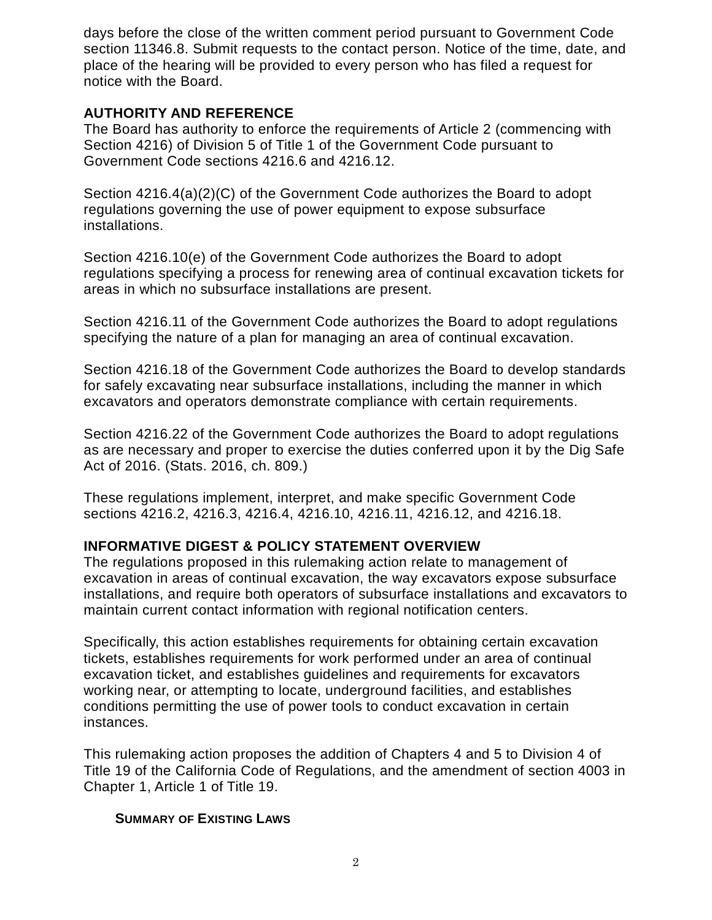days before the close of the written comment period pursuant to Government Code section 11346.8. Submit requests to the contact person. Notice of the time, date, and place of the hearing will be provided to every person who has filed a request for notice with the Board.

## AUTHORITY AND REFERENCE

The Board has authority to enforce the requirements of Article 2 (commencing with Section 4216) of Division 5 of Title 1 of the Government Code pursuant to Government Code sections 4216.6 and 4216.12.

Section 4216.4(a)(2)(C) of the Government Code authorizes the Board to adopt regulations governing the use of power equipment to expose subsurface installations.

Section 4216.10(e) of the Government Code authorizes the Board to adopt regulations specifying a process for renewing area of continual excavation tickets for areas in which no subsurface installations are present.

Section 4216.11 of the Government Code authorizes the Board to adopt regulations specifying the nature of a plan for managing an area of continual excavation.

Section 4216.18 of the Government Code authorizes the Board to develop standards for safely excavating near subsurface installations, including the manner in which excavators and operators demonstrate compliance with certain requirements.

Section 4216.22 of the Government Code authorizes the Board to adopt regulations as are necessary and proper to exercise the duties conferred upon it by the Dig Safe Act of 2016. (Stats. 2016, ch. 809.)

These regulations implement, interpret, and make specific Government Code sections 4216.2, 4216.3, 4216.4, 4216.10, 4216.11, 4216.12, and 4216.18.

## INFORMATIVE DIGEST & POLICY STATEMENT OVERVIEW

The regulations proposed in this rulemaking action relate to management of excavation in areas of continual excavation, the way excavators expose subsurface installations, and require both operators of subsurface installations and excavators to maintain current contact information with regional notification centers.

Specifically, this action establishes requirements for obtaining certain excavation tickets, establishes requirements for work performed under an area of continual excavation ticket, and establishes guidelines and requirements for excavators working near, or attempting to locate, underground facilities, and establishes conditions permitting the use of power tools to conduct excavation in certain instances.

This rulemaking action proposes the addition of Chapters 4 and 5 to Division 4 of Title 19 of the California Code of Regulations, and the amendment of section 4003 in Chapter 1, Article 1 of Title 19.

### SUMMARY OF EXISTING LAWS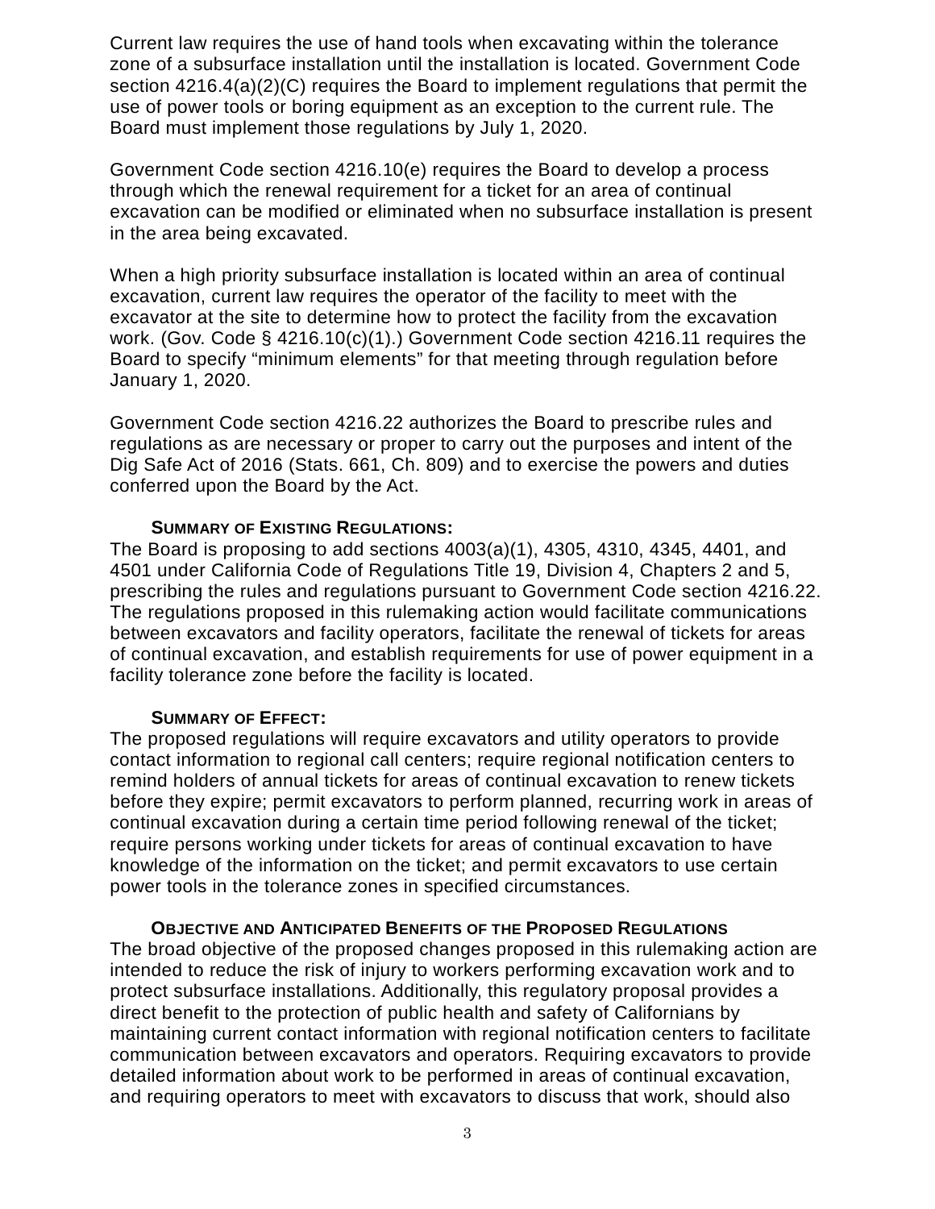Current law requires the use of hand tools when excavating within the tolerance zone of a subsurface installation until the installation is located. Government Code section 4216.4(a)(2)(C) requires the Board to implement regulations that permit the use of power tools or boring equipment as an exception to the current rule. The Board must implement those regulations by July 1, 2020.

Government Code section 4216.10(e) requires the Board to develop a process through which the renewal requirement for a ticket for an area of continual excavation can be modified or eliminated when no subsurface installation is present in the area being excavated.

When a high priority subsurface installation is located within an area of continual excavation, current law requires the operator of the facility to meet with the excavator at the site to determine how to protect the facility from the excavation work. (Gov. Code § 4216.10(c)(1).) Government Code section 4216.11 requires the Board to specify “minimum elements” for that meeting through regulation before January 1, 2020.

Government Code section 4216.22 authorizes the Board to prescribe rules and regulations as are necessary or proper to carry out the purposes and intent of the Dig Safe Act of 2016 (Stats. 661, Ch. 809) and to exercise the powers and duties conferred upon the Board by the Act.

**SUMMARY OF EXISTING REGULATIONS:**

The Board is proposing to add sections 4003(a)(1), 4305, 4310, 4345, 4401, and 4501 under California Code of Regulations Title 19, Division 4, Chapters 2 and 5, prescribing the rules and regulations pursuant to Government Code section 4216.22. The regulations proposed in this rulemaking action would facilitate communications between excavators and facility operators, facilitate the renewal of tickets for areas of continual excavation, and establish requirements for use of power equipment in a facility tolerance zone before the facility is located.

**SUMMARY OF EFFECT:**

The proposed regulations will require excavators and utility operators to provide contact information to regional call centers; require regional notification centers to remind holders of annual tickets for areas of continual excavation to renew tickets before they expire; permit excavators to perform planned, recurring work in areas of continual excavation during a certain time period following renewal of the ticket; require persons working under tickets for areas of continual excavation to have knowledge of the information on the ticket; and permit excavators to use certain power tools in the tolerance zones in specified circumstances.

**OBJECTIVE AND ANTICIPATED BENEFITS OF THE PROPOSED REGULATIONS**

The broad objective of the proposed changes proposed in this rulemaking action are intended to reduce the risk of injury to workers performing excavation work and to protect subsurface installations. Additionally, this regulatory proposal provides a direct benefit to the protection of public health and safety of Californians by maintaining current contact information with regional notification centers to facilitate communication between excavators and operators. Requiring excavators to provide detailed information about work to be performed in areas of continual excavation, and requiring operators to meet with excavators to discuss that work, should also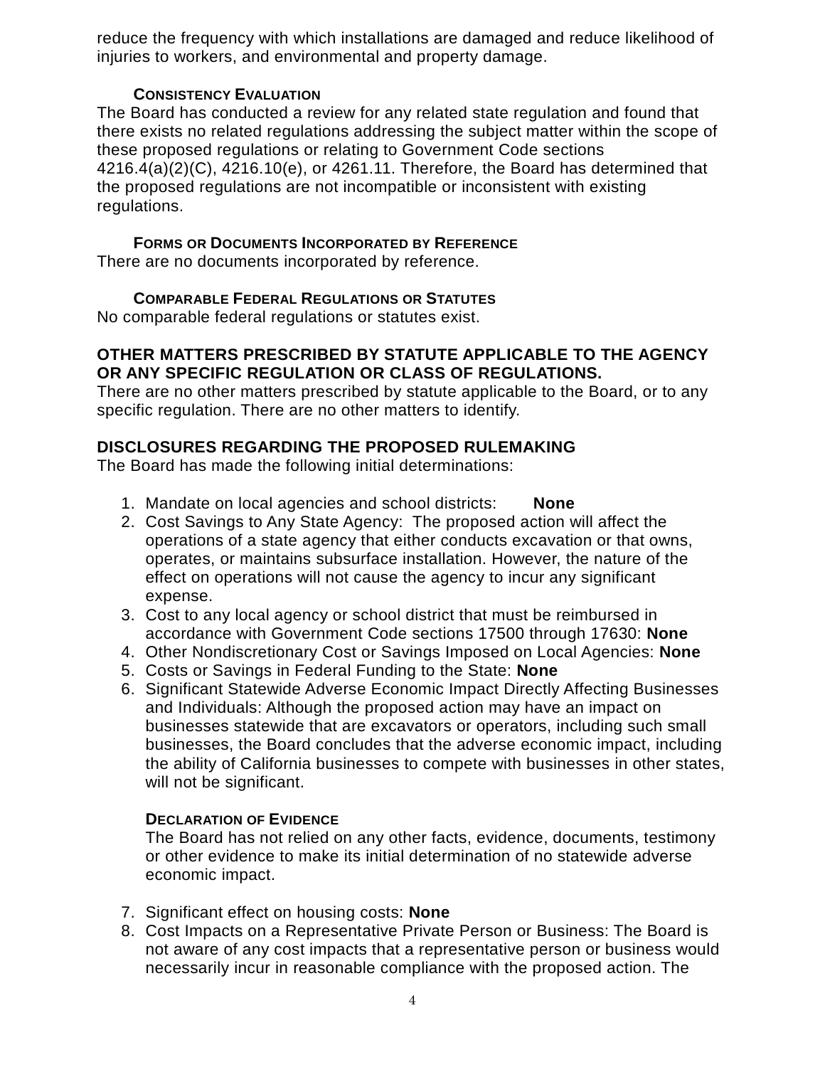reduce the frequency with which installations are damaged and reduce likelihood of injuries to workers, and environmental and property damage.

### CONSISTENCY EVALUATION

The Board has conducted a review for any related state regulation and found that there exists no related regulations addressing the subject matter within the scope of these proposed regulations or relating to Government Code sections 4216.4(a)(2)(C), 4216.10(e), or 4261.11. Therefore, the Board has determined that the proposed regulations are not incompatible or inconsistent with existing regulations.

### FORMS OR DOCUMENTS INCORPORATED BY REFERENCE

There are no documents incorporated by reference.

### COMPARABLE FEDERAL REGULATIONS OR STATUTES

No comparable federal regulations or statutes exist.

## OTHER MATTERS PRESCRIBED BY STATUTE APPLICABLE TO THE AGENCY OR ANY SPECIFIC REGULATION OR CLASS OF REGULATIONS.

There are no other matters prescribed by statute applicable to the Board, or to any specific regulation. There are no other matters to identify.

## DISCLOSURES REGARDING THE PROPOSED RULEMAKING

The Board has made the following initial determinations:

1. Mandate on local agencies and school districts: **None**
2. Cost Savings to Any State Agency: The proposed action will affect the operations of a state agency that either conducts excavation or that owns, operates, or maintains subsurface installation. However, the nature of the effect on operations will not cause the agency to incur any significant expense.
3. Cost to any local agency or school district that must be reimbursed in accordance with Government Code sections 17500 through 17630: **None**
4. Other Nondiscretionary Cost or Savings Imposed on Local Agencies: **None**
5. Costs or Savings in Federal Funding to the State: **None**
6. Significant Statewide Adverse Economic Impact Directly Affecting Businesses and Individuals: Although the proposed action may have an impact on businesses statewide that are excavators or operators, including such small businesses, the Board concludes that the adverse economic impact, including the ability of California businesses to compete with businesses in other states, will not be significant.

   **DECLARATION OF EVIDENCE**

   The Board has not relied on any other facts, evidence, documents, testimony or other evidence to make its initial determination of no statewide adverse economic impact.

7. Significant effect on housing costs: **None**
8. Cost Impacts on a Representative Private Person or Business: The Board is not aware of any cost impacts that a representative person or business would necessarily incur in reasonable compliance with the proposed action. The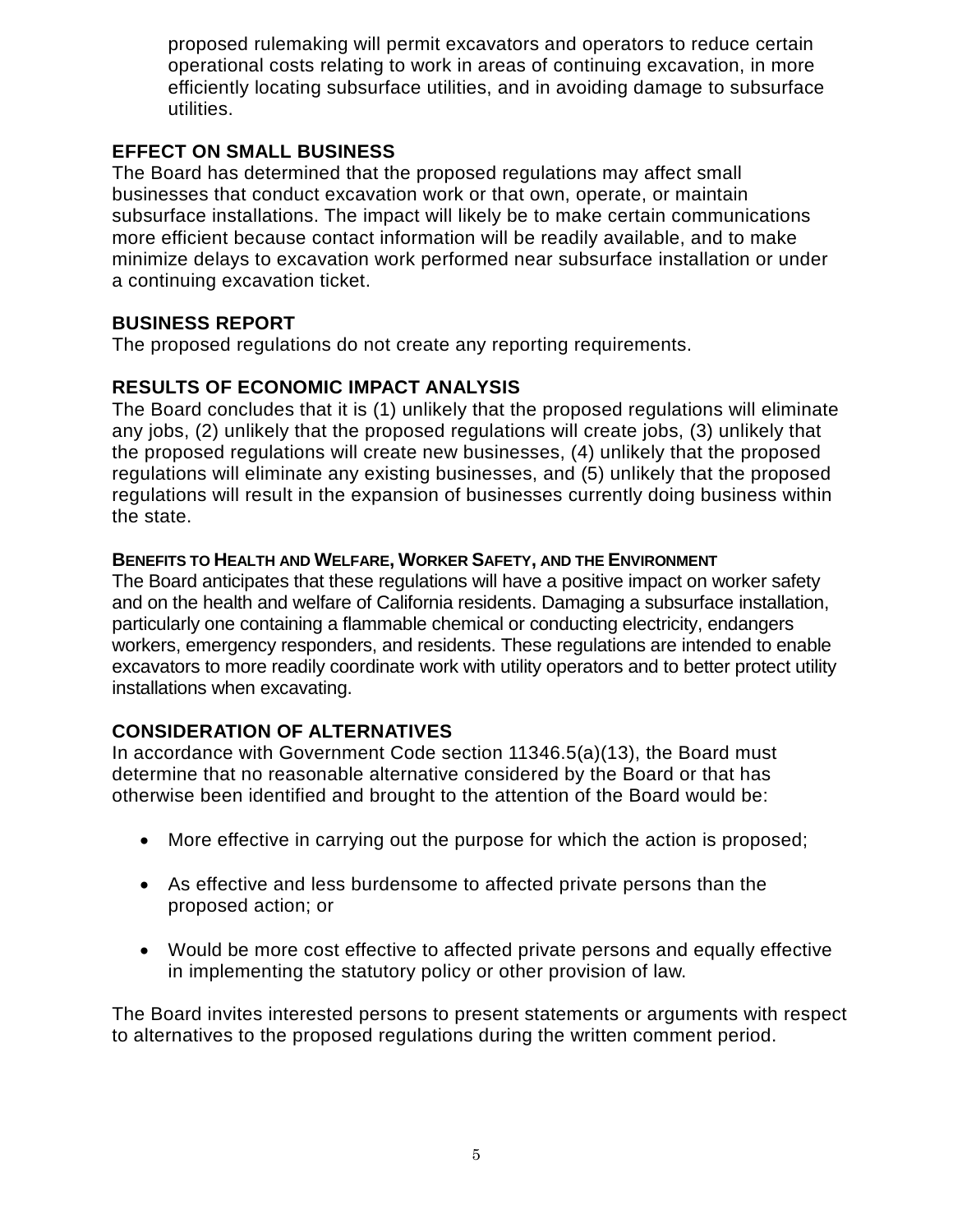proposed rulemaking will permit excavators and operators to reduce certain operational costs relating to work in areas of continuing excavation, in more efficiently locating subsurface utilities, and in avoiding damage to subsurface utilities.

## EFFECT ON SMALL BUSINESS

The Board has determined that the proposed regulations may affect small businesses that conduct excavation work or that own, operate, or maintain subsurface installations. The impact will likely be to make certain communications more efficient because contact information will be readily available, and to make minimize delays to excavation work performed near subsurface installation or under a continuing excavation ticket.

## BUSINESS REPORT

The proposed regulations do not create any reporting requirements.

## RESULTS OF ECONOMIC IMPACT ANALYSIS

The Board concludes that it is (1) unlikely that the proposed regulations will eliminate any jobs, (2) unlikely that the proposed regulations will create jobs, (3) unlikely that the proposed regulations will create new businesses, (4) unlikely that the proposed regulations will eliminate any existing businesses, and (5) unlikely that the proposed regulations will result in the expansion of businesses currently doing business within the state.

### BENEFITS TO HEALTH AND WELFARE, WORKER SAFETY, AND THE ENVIRONMENT

The Board anticipates that these regulations will have a positive impact on worker safety and on the health and welfare of California residents. Damaging a subsurface installation, particularly one containing a flammable chemical or conducting electricity, endangers workers, emergency responders, and residents. These regulations are intended to enable excavators to more readily coordinate work with utility operators and to better protect utility installations when excavating.

## CONSIDERATION OF ALTERNATIVES

In accordance with Government Code section 11346.5(a)(13), the Board must determine that no reasonable alternative considered by the Board or that has otherwise been identified and brought to the attention of the Board would be:

- More effective in carrying out the purpose for which the action is proposed;
- As effective and less burdensome to affected private persons than the proposed action; or
- Would be more cost effective to affected private persons and equally effective in implementing the statutory policy or other provision of law.

The Board invites interested persons to present statements or arguments with respect to alternatives to the proposed regulations during the written comment period.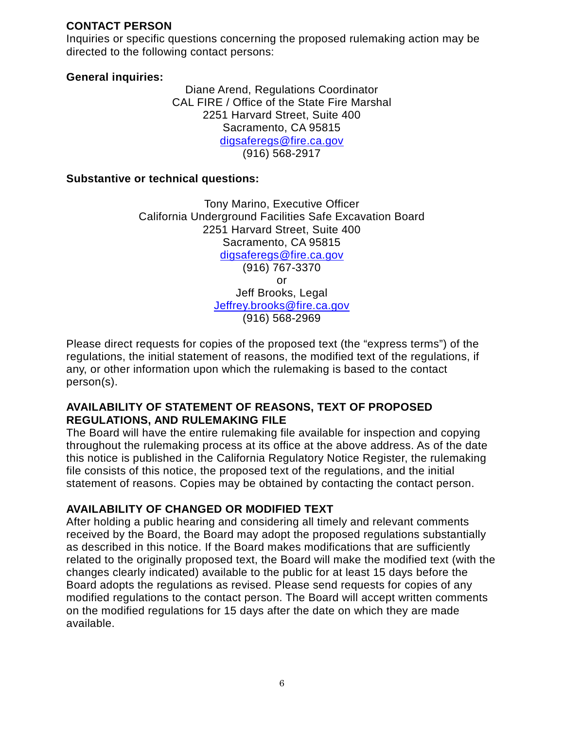**CONTACT PERSON**
Inquiries or specific questions concerning the proposed rulemaking action may be directed to the following contact persons:

**General inquiries:**

Diane Arend, Regulations Coordinator
CAL FIRE / Office of the State Fire Marshal
2251 Harvard Street, Suite 400
Sacramento, CA 95815
digsaferegs@fire.ca.gov
(916) 568-2917

**Substantive or technical questions:**

Tony Marino, Executive Officer
California Underground Facilities Safe Excavation Board
2251 Harvard Street, Suite 400
Sacramento, CA 95815
digsaferegs@fire.ca.gov
(916) 767-3370
or
Jeff Brooks, Legal
Jeffrey.brooks@fire.ca.gov
(916) 568-2969

Please direct requests for copies of the proposed text (the "express terms") of the regulations, the initial statement of reasons, the modified text of the regulations, if any, or other information upon which the rulemaking is based to the contact person(s).

**AVAILABILITY OF STATEMENT OF REASONS, TEXT OF PROPOSED REGULATIONS, AND RULEMAKING FILE**
The Board will have the entire rulemaking file available for inspection and copying throughout the rulemaking process at its office at the above address. As of the date this notice is published in the California Regulatory Notice Register, the rulemaking file consists of this notice, the proposed text of the regulations, and the initial statement of reasons. Copies may be obtained by contacting the contact person.

**AVAILABILITY OF CHANGED OR MODIFIED TEXT**
After holding a public hearing and considering all timely and relevant comments received by the Board, the Board may adopt the proposed regulations substantially as described in this notice. If the Board makes modifications that are sufficiently related to the originally proposed text, the Board will make the modified text (with the changes clearly indicated) available to the public for at least 15 days before the Board adopts the regulations as revised. Please send requests for copies of any modified regulations to the contact person. The Board will accept written comments on the modified regulations for 15 days after the date on which they are made available.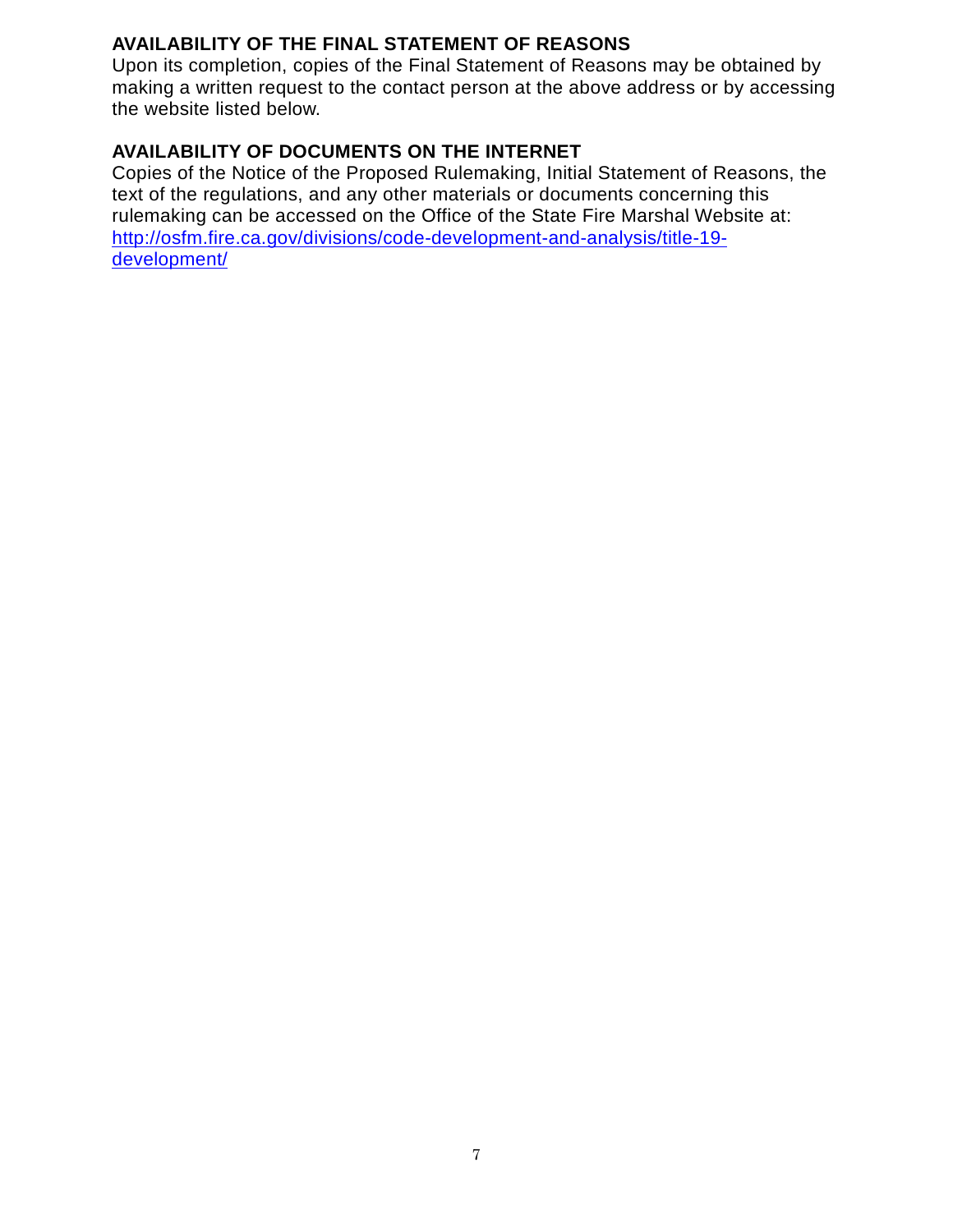## AVAILABILITY OF THE FINAL STATEMENT OF REASONS

Upon its completion, copies of the Final Statement of Reasons may be obtained by making a written request to the contact person at the above address or by accessing the website listed below.

## AVAILABILITY OF DOCUMENTS ON THE INTERNET

Copies of the Notice of the Proposed Rulemaking, Initial Statement of Reasons, the text of the regulations, and any other materials or documents concerning this rulemaking can be accessed on the Office of the State Fire Marshal Website at: [http://osfm.fire.ca.gov/divisions/code-development-and-analysis/title-19-development/](http://osfm.fire.ca.gov/divisions/code-development-and-analysis/title-19-development/)